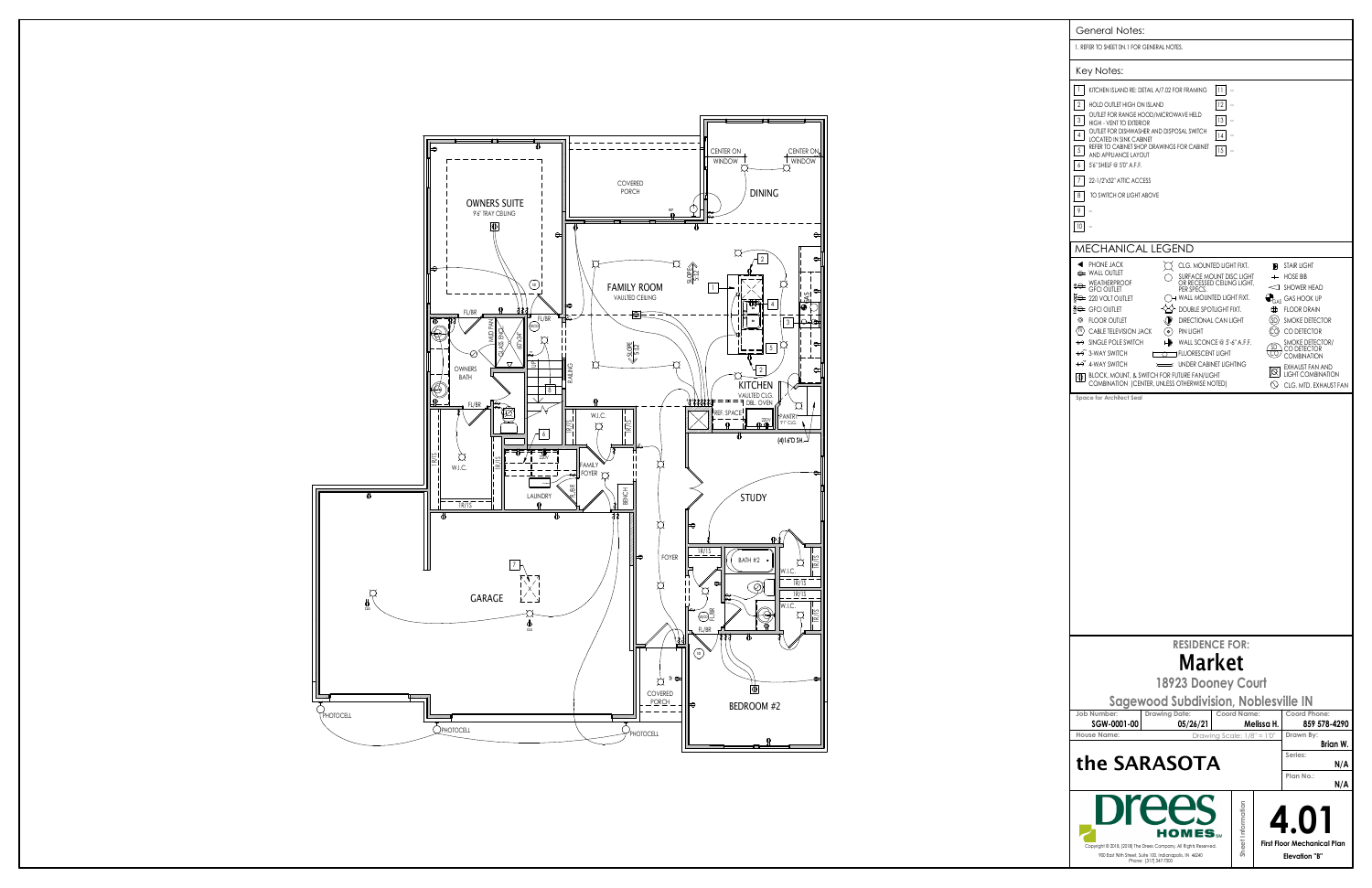## General Notes:

1. REFER TO SHEET 0N.1 FOR GENERAL NOTES.

## Key Notes:

| | | | |
|---|---|---|---|
| 1 | KITCHEN ISLAND RE: DETAIL A/7.02 FOR FRAMING | 11 | -- |
| 2 | HOLD OUTLET HIGH ON ISLAND | 12 | -- |
| 3 | OUTLET FOR RANGE HOOD/MICROWAVE HELD HIGH - VENT TO EXTERIOR | 13 | -- |
| 4 | OUTLET FOR DISHWASHER AND DISPOSAL SWITCH LOCATED IN SINK CABINET | 14 | -- |
| 5 | REFER TO CABINET SHOP DRAWINGS FOR CABINET AND APPLIANCE LAYOUT | 15 | -- |
| 6 | 5'6" SHELF @ 5'0" A.F.F. | | |
| 7 | 22-1/2"x32" ATTIC ACCESS | | |
| 8 | TO SWITCH OR LIGHT ABOVE | | |
| 9 | -- | | |
| 10 | -- | | |

## MECHANICAL LEGEND

- PHONE JACK
- WALL OUTLET
- WEATHERPROOF GFCI OUTLET
- 220 VOLT OUTLET
- GFCI OUTLET
- FLOOR OUTLET
- CABLE TELEVISION JACK
- SINGLE POLE SWITCH
- 3-WAY SWITCH
- 4-WAY SWITCH
- BLOCK, MOUNT, & SWITCH FOR FUTURE FAN/LIGHT COMBINATION (CENTER, UNLESS OTHERWISE NOTED)
- CLG. MOUNTED LIGHT FIXT.
- SURFACE MOUNT DISC LIGHT OR RECESSED CEILING LIGHT, PER SPECS.
- WALL MOUNTED LIGHT FIXT.
- DOUBLE SPOTLIGHT FIXT.
- DIRECTIONAL CAN LIGHT
- PIN LIGHT
- WALL SCONCE @ 5'-6" A.F.F.
- FLUORESCENT LIGHT
- UNDER CABINET LIGHTING
- STAIR LIGHT
- HOSE BIB
- SHOWER HEAD
- GAS HOOK UP
- FLOOR DRAIN
- SMOKE DETECTOR
- CO DETECTOR
- SMOKE DETECTOR/ CO DETECTOR COMBINATION
- EXHAUST FAN AND LIGHT COMBINATION
- CLG. MTD. EXHAUST FAN

Space for Architect Seal

OWNERS SUITE
9'6" TRAY CEILING

COVERED PORCH

DINING

CENTER ON WINDOW

CENTER ON WINDOW

FAMILY ROOM
VAULTED CEILING

SLOPE 5:12

KITCHEN
VAULTED CLG.

DBL. OVEN

REF. SPACE

PANTRY

(4)16"D SH.

OWNERS BATH

W.I.C.

LAUNDRY

FAMILY FOYER

BENCH

RAILING

STUDY

FOYER

BATH #2

COVERED PORCH

BEDROOM #2

GARAGE

PHOTOCELL

PHOTOCELL

PHOTOCELL

## RESIDENCE FOR:

# Market

**18923 Dooney Court**

**Sagewood Subdivision, Noblesville IN**

| Job Number: | Drawing Date: | Coord Name: | Coord Phone: |
|---|---|---|---|
| SGW-0001-00 | 05/26/21 | Melissa H. | 859 578-4290 |

House Name: Drawing Scale: 1/8" = 1'0"

Drawn By: Brian W.

# the SARASOTA

Series: N/A

Plan No.: N/A

Drees HOMES

Copyright © 2018, [2018] The Drees Company. All Rights Reserved.
900 East 96th Street, Suite 100, Indianapolis, IN 46240
Phone: (317) 347-7300

Sheet Information

# 4.01

**First Floor Mechanical Plan**

**Elevation "B"**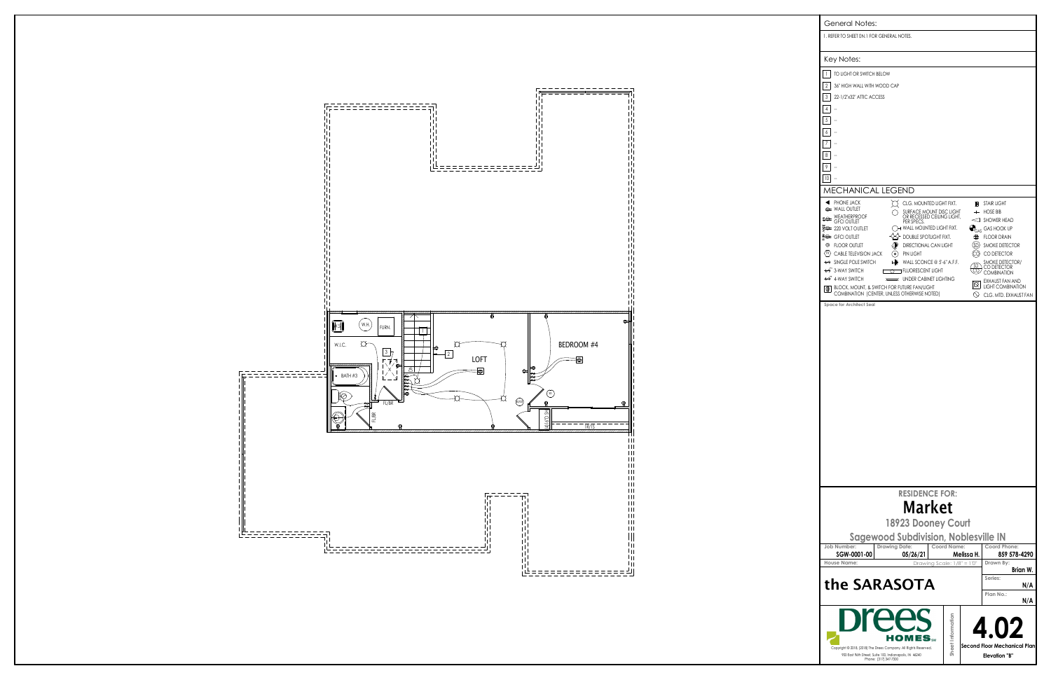BATH #3

W.I.C.

W.H.

FURN.

1

3

2

DN

LOFT

BEDROOM #4

FL/BR

FL/BR

SH/ROD

DBL/TS

CO

SD

## General Notes:

1. REFER TO SHEET DN.1 FOR GENERAL NOTES.

## Key Notes:

1. TO LIGHT OR SWITCH BELOW
2. 36" HIGH WALL WITH WOOD CAP
3. 22-1/2"x32" ATTIC ACCESS
4. --
5. --
6. --
7. --
8. --
9. --
10. --

## MECHANICAL LEGEND

- PHONE JACK
- WALL OUTLET
- WEATHERPROOF GFCI OUTLET
- 220 VOLT OUTLET
- GFCI OUTLET
- FLOOR OUTLET
- CABLE TELEVISION JACK
- SINGLE POLE SWITCH
- 3-WAY SWITCH
- 4-WAY SWITCH
- BLOCK, MOUNT, & SWITCH FOR FUTURE FAN/LIGHT COMBINATION (CENTER, UNLESS OTHERWISE NOTED)
- CLG. MOUNTED LIGHT FIXT.
- SURFACE MOUNT DISC LIGHT OR RECESSED CEILING LIGHT, PER SPECS.
- WALL MOUNTED LIGHT FIXT.
- DOUBLE SPOTLIGHT FIXT.
- DIRECTIONAL CAN LIGHT
- PIN LIGHT
- WALL SCONCE @ 5'-6" A.F.F.
- FLUORESCENT LIGHT
- UNDER CABINET LIGHTING
- STAIR LIGHT
- HOSE BIB
- SHOWER HEAD
- GAS HOOK UP
- FLOOR DRAIN
- SMOKE DETECTOR
- CO DETECTOR
- SMOKE DETECTOR/ CO DETECTOR COMBINATION
- EXHAUST FAN AND LIGHT COMBINATION
- CLG. MTD. EXHAUST FAN

Space for Architect Seal

**RESIDENCE FOR:**

# Market

**18923 Dooney Court**

**Sagewood Subdivision, Noblesville IN**

| Job Number: | Drawing Date: | Coord Name: | Coord Phone: |
|---|---|---|---|
| SGW-0001-00 | 05/26/21 | Melissa H. | 859 578-4290 |

House Name: Drawing Scale: 1/8" = 1'0"

Drawn By: Brian W.

# the SARASOTA

Series: N/A

Plan No.: N/A

Drees HOMES

Copyright © 2018, [2018] The Drees Company. All Rights Reserved.
900 East 96th Street, Suite 100, Indianapolis, IN 46240
Phone: (317) 347-7300

Sheet Information

# 4.02

**Second Floor Mechanical Plan**

**Elevation "B"**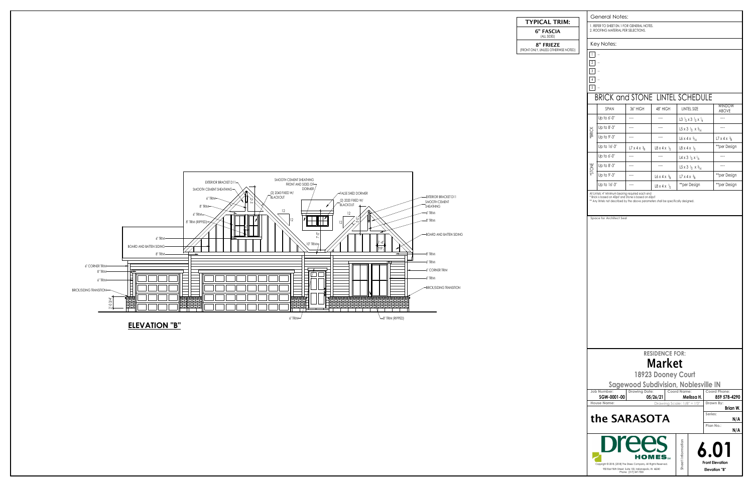## TYPICAL TRIM:

**6" FASCIA**
(ALL SIDES)

**8" FRIEZE**
(FRONT ONLY, UNLESS OTHERWISE NOTED)

EXTERIOR BRACKET D11
SMOOTH CEMENT SHEATHING
6" TRIM
8" TRIM
6" TRIM
8" TRIM (RIPPED)
SMOOTH CEMENT SHEATHING FRONT AND SIDES OF DORMER
(2) 2040 FIXED W/ BLACKOUT
FALSE SHED DORMER
(2) 2020 FIXED W/ BLACKOUT
EXTERIOR BRACKET D11
SMOOTH CEMENT SHEATHING
6" TRIM
8" TRIM
BOARD AND BATTEN SIDING
12
12
12
12
10" TRIM
TYP.
6" TRIM
BOARD AND BATTEN SIDING
8" TRIM
6" CORNER TRIM
8" TRIM
6" TRIM
BRICK/SIDING TRANSITION
8" TRIM
6" TRIM
6" CORNER TRIM
6" TRIM
BRICK/SIDING TRANSITION
2'-0 3/4"
6" TRIM
8" TRIM (RIPPED)

## ELEVATION "B"

### General Notes:

1. REFER TO SHEET 0N.1 FOR GENERAL NOTES.
2. ROOFING MATERIAL PER SELECTIONS.

### Key Notes:

1 --
2 --
3 --
4 --
5 --

### BRICK and STONE LINTEL SCHEDULE

| | SPAN | 36" HIGH | 48" HIGH | LINTEL SIZE | WINDOW ABOVE |
|---|---|---|---|---|---|
| *BRICK | Up to 6'-0" | ---- | ---- | L3 1/2 x 3 1/2 x 1/4 | ---- |
| | Up to 8'-3" | ---- | ---- | L5 x 3 1/2 x 5/16 | ---- |
| | Up to 9'-3" | ---- | ---- | L6 x 4 x 5/16 | L7 x 4 x 3/8 |
| | Up to 16'-3" | L7 x 4 x 3/8 | L8 x 4 x 1/2 | L8 x 4 x 1/2 | **per Design |
| *STONE | Up to 6'-0" | ---- | ---- | L4 x 3 1/2 x 1/4 | ---- |
| | Up to 8'-3" | ---- | ---- | L5 x 3 1/2 x 5/16 | ---- |
| | Up to 9'-3" | ---- | L6 x 4 x 3/8 | L7 x 4 x 3/8 | **per Design |
| | Up to 16'-3" | ---- | L8 x 4 x 1/2 | **per Design | **per Design |

All Lintels: 4" Minimum bearing required each end
* Brick is based on 40psf and Stone is based on 60psf
** Any lintels not described by the above parameters shall be specifically designed.

Space for Architect Seal

RESIDENCE FOR:
**Market**
18923 Dooney Court
Sagewood Subdivision, Noblesville IN

| Job Number: | Drawing Date: | Coord Name: | Coord Phone: |
|---|---|---|---|
| SGW-0001-00 | 05/26/21 | Melissa H. | 859 578-4290 |

House Name: Drawing Scale: 1/8" = 1'0"
Drawn By: Brian W.

## the SARASOTA

Series: N/A
Plan No.: N/A

Drees HOMES
Copyright © 2018, [2018] The Drees Company. All Rights Reserved.
900 East 96th Street, Suite 100, Indianapolis, IN 46240
Phone: (317) 347-7300

Sheet Information
**6.01**
Front Elevation
Elevation "B"